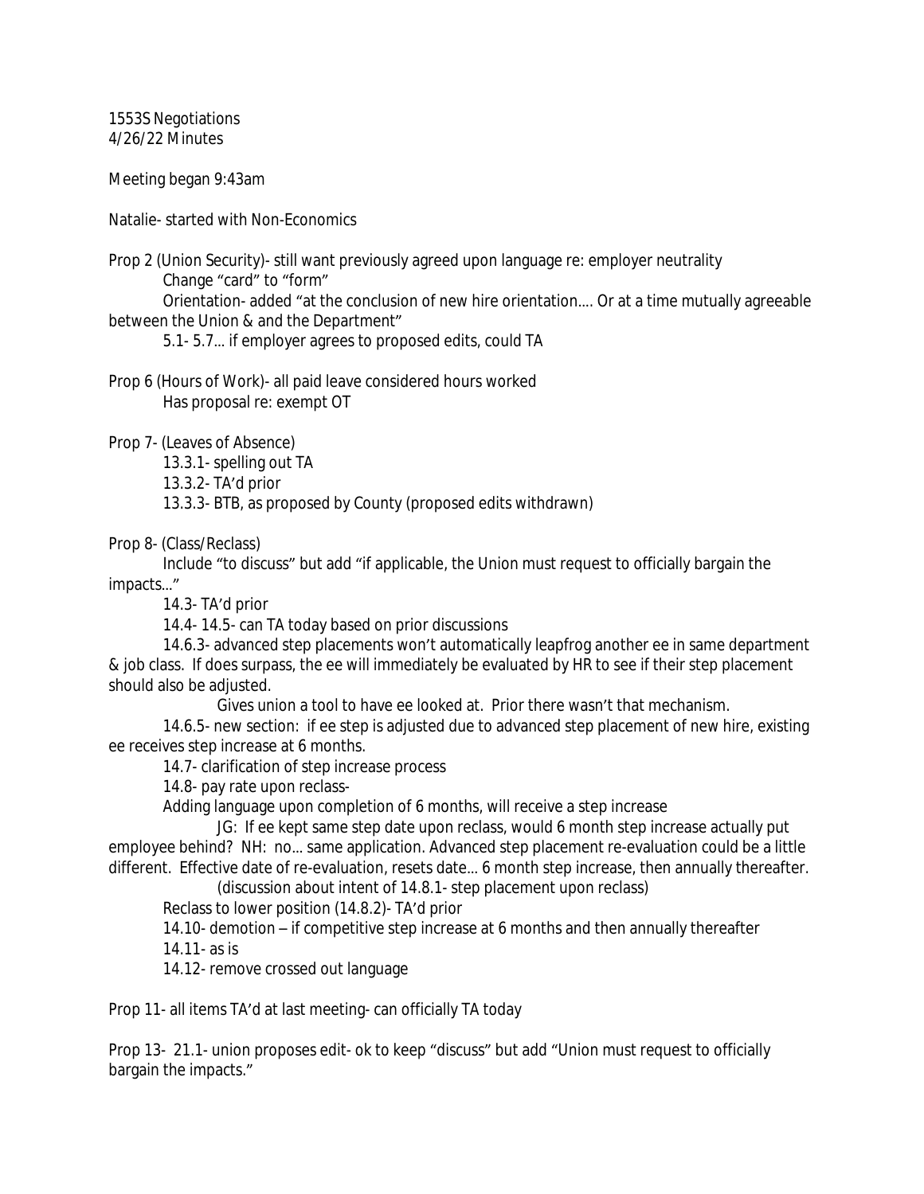1553S Negotiations
4/26/22 Minutes

Meeting began 9:43am

Natalie- started with Non-Economics

Prop 2 (Union Security)- still want previously agreed upon language re: employer neutrality

- Change "card" to "form"
- Orientation- added "at the conclusion of new hire orientation.... Or at a time mutually agreeable between the Union & and the Department"
- 5.1- 5.7... if employer agrees to proposed edits, could TA

Prop 6 (Hours of Work)- all paid leave considered hours worked

- Has proposal re: exempt OT

Prop 7- (Leaves of Absence)

- 13.3.1- spelling out TA
- 13.3.2- TA'd prior
- 13.3.3- BTB, as proposed by County (proposed edits withdrawn)

Prop 8- (Class/Reclass)

- Include "to discuss" but add "if applicable, the Union must request to officially bargain the impacts..."
- 14.3- TA'd prior
- 14.4- 14.5- can TA today based on prior discussions
- 14.6.3- advanced step placements won't automatically leapfrog another ee in same department & job class. If does surpass, the ee will immediately be evaluated by HR to see if their step placement should also be adjusted.
    - Gives union a tool to have ee looked at. Prior there wasn't that mechanism.
- 14.6.5- new section: if ee step is adjusted due to advanced step placement of new hire, existing ee receives step increase at 6 months.
- 14.7- clarification of step increase process
- 14.8- pay rate upon reclass-
- Adding language upon completion of 6 months, will receive a step increase
    - JG: If ee kept same step date upon reclass, would 6 month step increase actually put employee behind? NH: no... same application. Advanced step placement re-evaluation could be a little different. Effective date of re-evaluation, resets date... 6 month step increase, then annually thereafter.
    - (discussion about intent of 14.8.1- step placement upon reclass)
- Reclass to lower position (14.8.2)- TA'd prior
- 14.10- demotion – if competitive step increase at 6 months and then annually thereafter
- 14.11- as is
- 14.12- remove crossed out language

Prop 11- all items TA'd at last meeting- can officially TA today

Prop 13- 21.1- union proposes edit- ok to keep "discuss" but add "Union must request to officially bargain the impacts."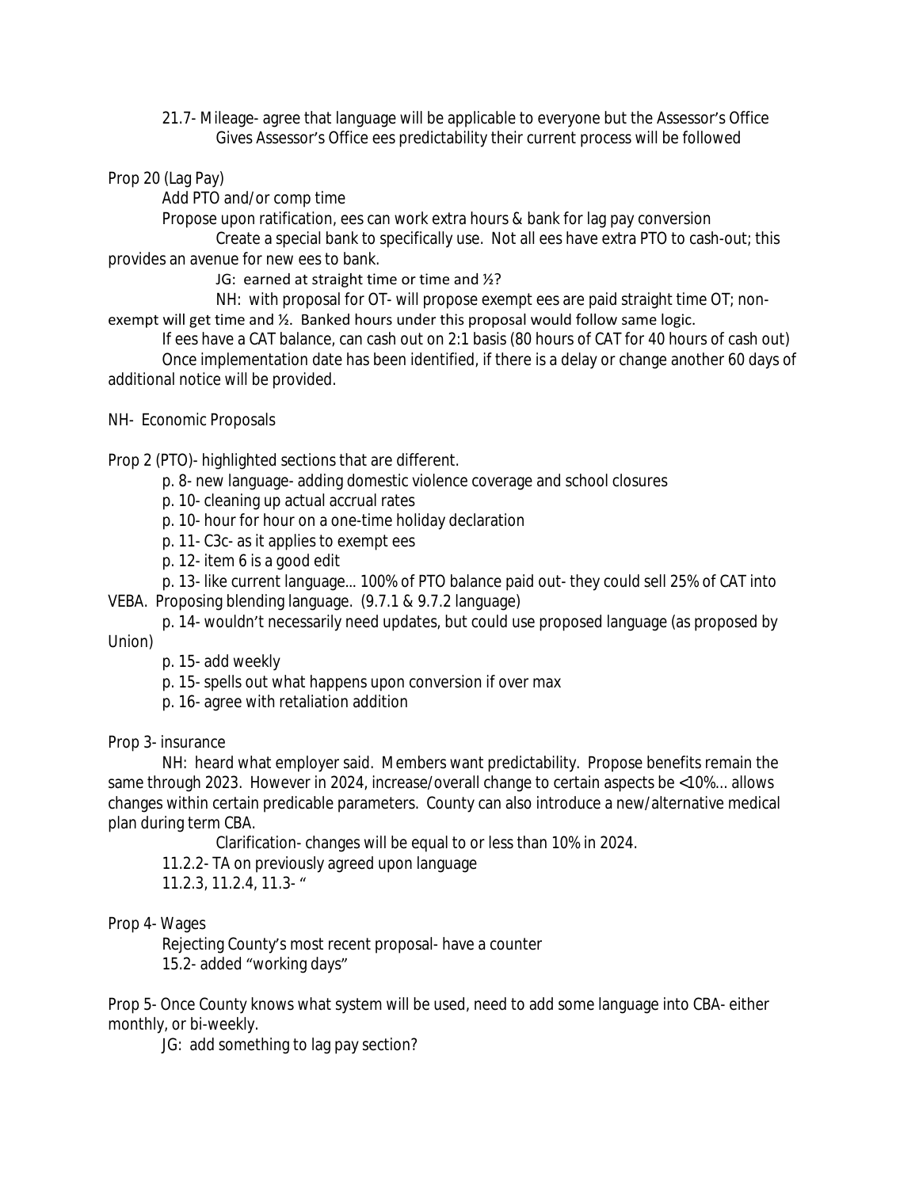21.7- Mileage- agree that language will be applicable to everyone but the Assessor's Office
Gives Assessor's Office ees predictability their current process will be followed

Prop 20 (Lag Pay)

Add PTO and/or comp time

Propose upon ratification, ees can work extra hours & bank for lag pay conversion

Create a special bank to specifically use. Not all ees have extra PTO to cash-out; this provides an avenue for new ees to bank.

JG: earned at straight time or time and ½?

NH: with proposal for OT- will propose exempt ees are paid straight time OT; non-exempt will get time and ½. Banked hours under this proposal would follow same logic.

If ees have a CAT balance, can cash out on 2:1 basis (80 hours of CAT for 40 hours of cash out)

Once implementation date has been identified, if there is a delay or change another 60 days of additional notice will be provided.

NH- Economic Proposals

Prop 2 (PTO)- highlighted sections that are different.

p. 8- new language- adding domestic violence coverage and school closures

p. 10- cleaning up actual accrual rates

p. 10- hour for hour on a one-time holiday declaration

p. 11- C3c- as it applies to exempt ees

p. 12- item 6 is a good edit

p. 13- like current language… 100% of PTO balance paid out- they could sell 25% of CAT into VEBA. Proposing blending language. (9.7.1 & 9.7.2 language)

p. 14- wouldn't necessarily need updates, but could use proposed language (as proposed by Union)

p. 15- add weekly

p. 15- spells out what happens upon conversion if over max

p. 16- agree with retaliation addition

Prop 3- insurance

NH: heard what employer said. Members want predictability. Propose benefits remain the same through 2023. However in 2024, increase/overall change to certain aspects be <10%… allows changes within certain predicable parameters. County can also introduce a new/alternative medical plan during term CBA.

Clarification- changes will be equal to or less than 10% in 2024.

11.2.2- TA on previously agreed upon language

11.2.3, 11.2.4, 11.3- "

Prop 4- Wages

Rejecting County's most recent proposal- have a counter

15.2- added "working days"

Prop 5- Once County knows what system will be used, need to add some language into CBA- either monthly, or bi-weekly.

JG: add something to lag pay section?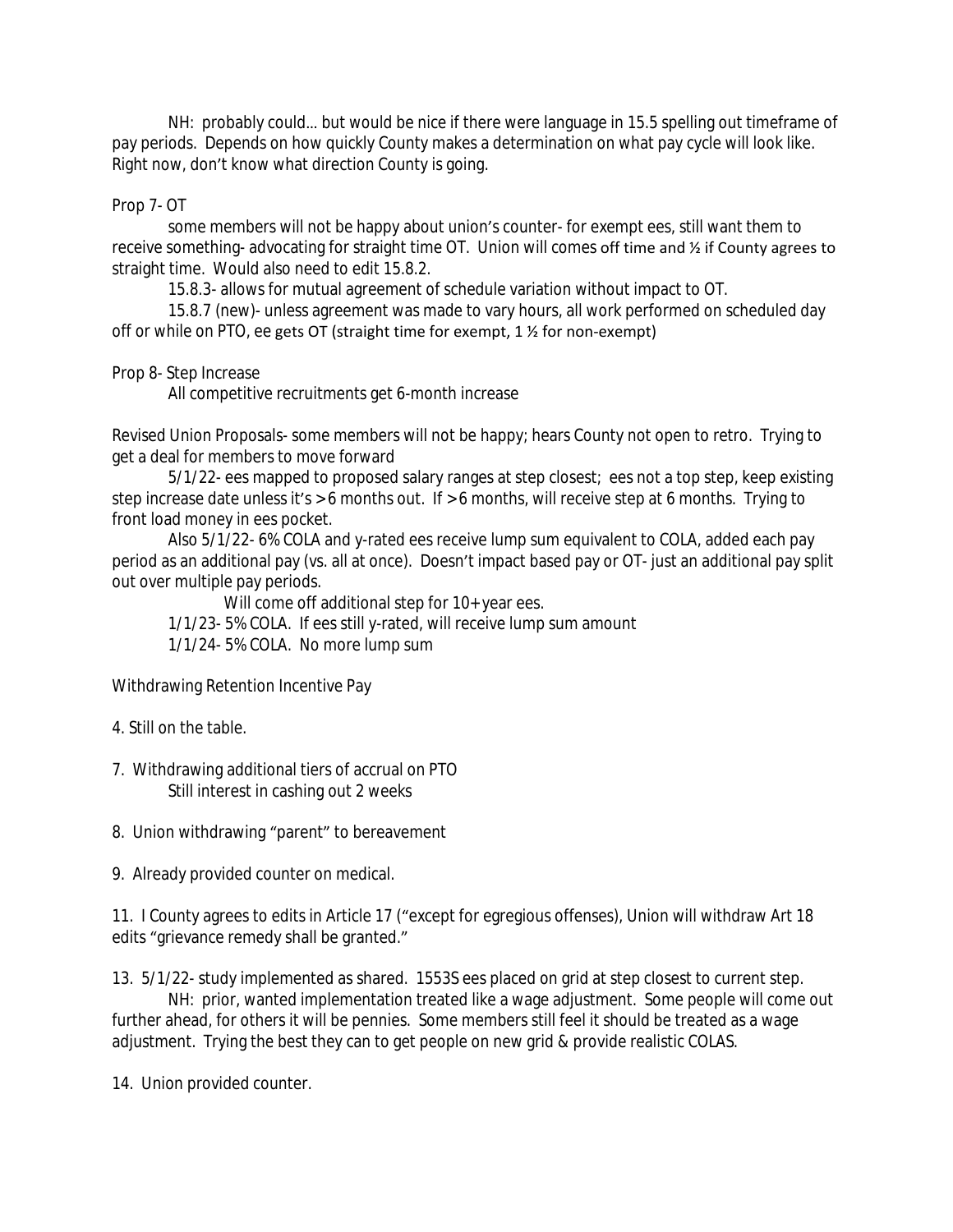NH: probably could… but would be nice if there were language in 15.5 spelling out timeframe of pay periods. Depends on how quickly County makes a determination on what pay cycle will look like. Right now, don't know what direction County is going.

Prop 7- OT

some members will not be happy about union's counter- for exempt ees, still want them to receive something- advocating for straight time OT. Union will comes off time and ½ if County agrees to straight time. Would also need to edit 15.8.2.

15.8.3- allows for mutual agreement of schedule variation without impact to OT.

15.8.7 (new)- unless agreement was made to vary hours, all work performed on scheduled day off or while on PTO, ee gets OT (straight time for exempt, 1 ½ for non-exempt)

Prop 8- Step Increase

All competitive recruitments get 6-month increase

Revised Union Proposals- some members will not be happy; hears County not open to retro. Trying to get a deal for members to move forward

5/1/22- ees mapped to proposed salary ranges at step closest; ees not a top step, keep existing step increase date unless it's >6 months out. If >6 months, will receive step at 6 months. Trying to front load money in ees pocket.

Also 5/1/22- 6% COLA and y-rated ees receive lump sum equivalent to COLA, added each pay period as an additional pay (vs. all at once). Doesn't impact based pay or OT- just an additional pay split out over multiple pay periods.

Will come off additional step for 10+ year ees.

1/1/23- 5% COLA. If ees still y-rated, will receive lump sum amount

1/1/24- 5% COLA. No more lump sum

Withdrawing Retention Incentive Pay

4. Still on the table.

7. Withdrawing additional tiers of accrual on PTO

   Still interest in cashing out 2 weeks

8. Union withdrawing "parent" to bereavement

9. Already provided counter on medical.

11. I County agrees to edits in Article 17 ("except for egregious offenses), Union will withdraw Art 18 edits "grievance remedy shall be granted."

13. 5/1/22- study implemented as shared. 1553S ees placed on grid at step closest to current step.

   NH: prior, wanted implementation treated like a wage adjustment. Some people will come out further ahead, for others it will be pennies. Some members still feel it should be treated as a wage adjustment. Trying the best they can to get people on new grid & provide realistic COLAS.

14. Union provided counter.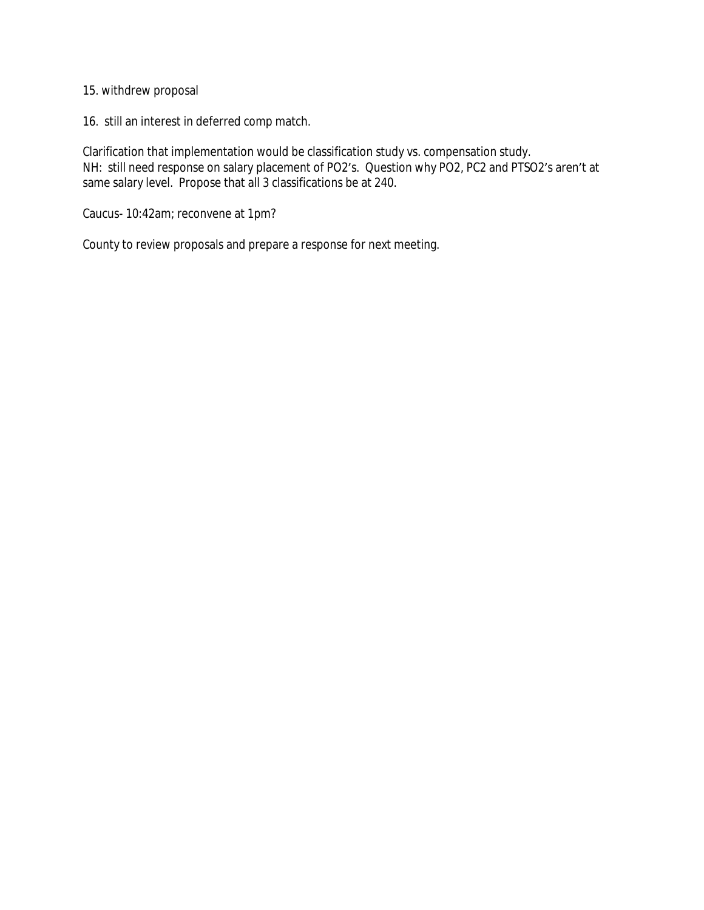15. withdrew proposal

16. still an interest in deferred comp match.

Clarification that implementation would be classification study vs. compensation study.
NH: still need response on salary placement of PO2's. Question why PO2, PC2 and PTSO2's aren't at same salary level. Propose that all 3 classifications be at 240.

Caucus- 10:42am; reconvene at 1pm?

County to review proposals and prepare a response for next meeting.